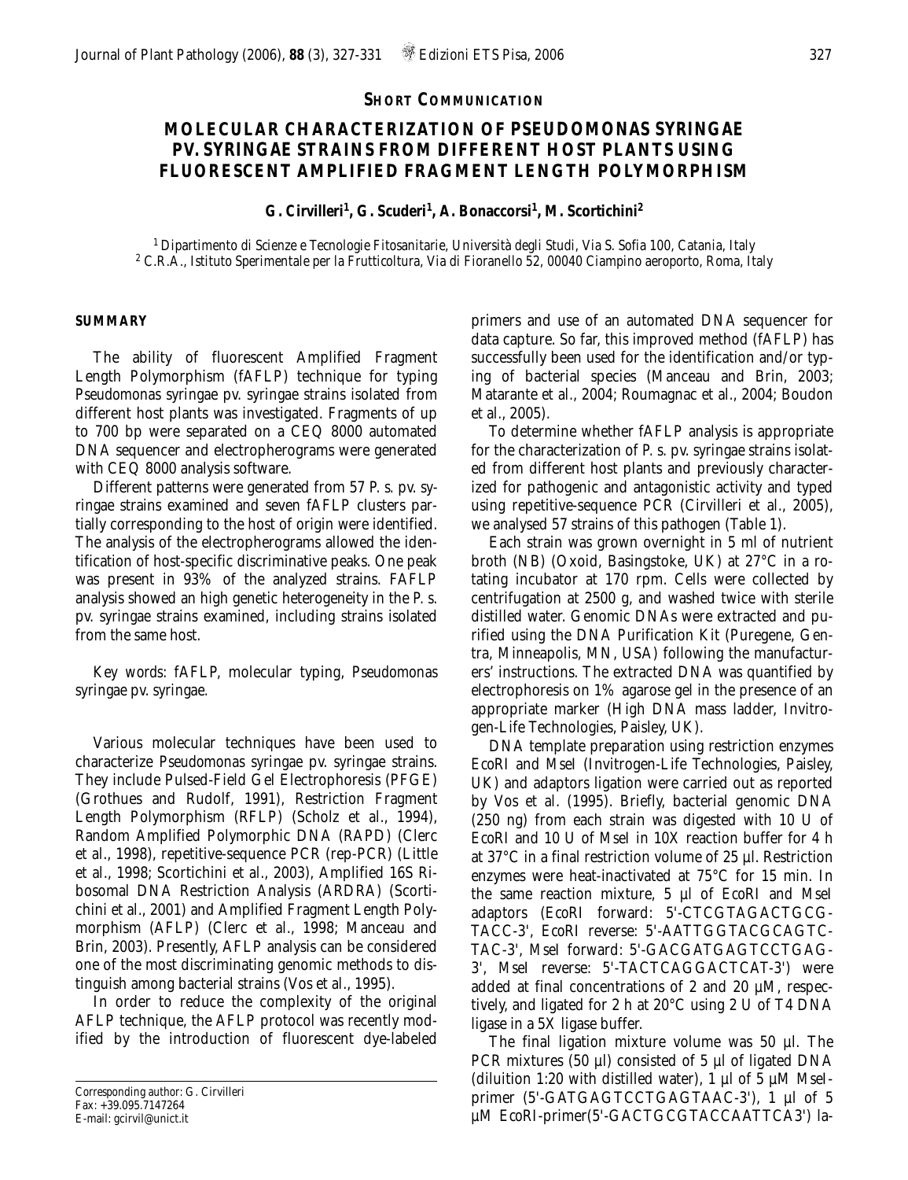**SHORT COMMUNICATION**

# MOLECULAR CHARACTERIZATION OF *PSEUDOMONAS SYRINGAE* PV. *SYRINGAE* STRAINS FROM DIFFERENT HOST PLANTS USING FLUORESCENT AMPLIFIED FRAGMENT LENGTH POLYMORPHISM

**G. Cirvilleri[1], G. Scuderi[1], A. Bonaccorsi[1], M. Scortichini[2]**

[1] Dipartimento di Scienze e Tecnologie Fitosanitarie, Università degli Studi, Via S. Sofia 100, Catania, Italy
[2] C.R.A., Istituto Sperimentale per la Frutticoltura, Via di Fioranello 52, 00040 Ciampino aeroporto, Roma, Italy

## SUMMARY

The ability of fluorescent Amplified Fragment Length Polymorphism (fAFLP) technique for typing *Pseudomonas syringae* pv. *syringae* strains isolated from different host plants was investigated. Fragments of up to 700 bp were separated on a CEQ 8000 automated DNA sequencer and electropherograms were generated with CEQ 8000 analysis software.

Different patterns were generated from 57 *P. s.* pv. *syringae* strains examined and seven fAFLP clusters partially corresponding to the host of origin were identified. The analysis of the electropherograms allowed the identification of host-specific discriminative peaks. One peak was present in 93% of the analyzed strains. FAFLP analysis showed an high genetic heterogeneity in the *P. s.* pv. *syringae* strains examined, including strains isolated from the same host.

*Key words*: fAFLP, molecular typing, *Pseudomonas syringae* pv. *syringae*.

Various molecular techniques have been used to characterize *Pseudomonas syringae* pv. *syringae* strains. They include Pulsed-Field Gel Electrophoresis (PFGE) (Grothues and Rudolf, 1991), Restriction Fragment Length Polymorphism (RFLP) (Scholz et al., 1994), Random Amplified Polymorphic DNA (RAPD) (Clerc et al., 1998), repetitive-sequence PCR (rep-PCR) (Little et al., 1998; Scortichini et al., 2003), Amplified 16S Ribosomal DNA Restriction Analysis (ARDRA) (Scortichini et al., 2001) and Amplified Fragment Length Polymorphism (AFLP) (Clerc et al., 1998; Manceau and Brin, 2003). Presently, AFLP analysis can be considered one of the most discriminating genomic methods to distinguish among bacterial strains (Vos et al., 1995).

In order to reduce the complexity of the original AFLP technique, the AFLP protocol was recently modified by the introduction of fluorescent dye-labeled primers and use of an automated DNA sequencer for data capture. So far, this improved method (fAFLP) has successfully been used for the identification and/or typing of bacterial species (Manceau and Brin, 2003; Matarante et al., 2004; Roumagnac et al., 2004; Boudon et al., 2005).

To determine whether fAFLP analysis is appropriate for the characterization of *P. s.* pv. *syringae* strains isolated from different host plants and previously characterized for pathogenic and antagonistic activity and typed using repetitive-sequence PCR (Cirvilleri et al., 2005), we analysed 57 strains of this pathogen (Table 1).

Each strain was grown overnight in 5 ml of nutrient broth (NB) (Oxoid, Basingstoke, UK) at 27°C in a rotating incubator at 170 rpm. Cells were collected by centrifugation at 2500 g, and washed twice with sterile distilled water. Genomic DNAs were extracted and purified using the DNA Purification Kit (Puregene, Gentra, Minneapolis, MN, USA) following the manufacturers' instructions. The extracted DNA was quantified by electrophoresis on 1% agarose gel in the presence of an appropriate marker (High DNA mass ladder, Invitrogen-Life Technologies, Paisley, UK).

DNA template preparation using restriction enzymes EcoRI and MseI (Invitrogen-Life Technologies, Paisley, UK) and adaptors ligation were carried out as reported by Vos et al. (1995). Briefly, bacterial genomic DNA (250 ng) from each strain was digested with 10 U of EcoRI and 10 U of MseI in 10X reaction buffer for 4 h at 37°C in a final restriction volume of 25 µl. Restriction enzymes were heat-inactivated at 75°C for 15 min. In the same reaction mixture, 5 µl of EcoRI and MseI adaptors (EcoRI forward: 5'-CTCGTAGACTGCG-TACC-3', EcoRI reverse: 5'-AATTGGTACGCAGTC-TAC-3', MseI forward: 5'-GACGATGAGTCCTGAG-3', MseI reverse: 5'-TACTCAGGACTCAT-3') were added at final concentrations of 2 and 20 µM, respectively, and ligated for 2 h at 20°C using 2 U of T4 DNA ligase in a 5X ligase buffer.

The final ligation mixture volume was 50 µl. The PCR mixtures (50 µl) consisted of 5 µl of ligated DNA (diluition 1:20 with distilled water), 1 µl of 5 µM MseI-primer (5'-GATGAGTCCTGAGTAAC-3'), 1 µl of 5 µM EcoRI-primer(5'-GACTGCGTACCAATTCA3') la-

Corresponding author: G. Cirvilleri
Fax: +39.095.7147264
E-mail: gcirvil@unict.it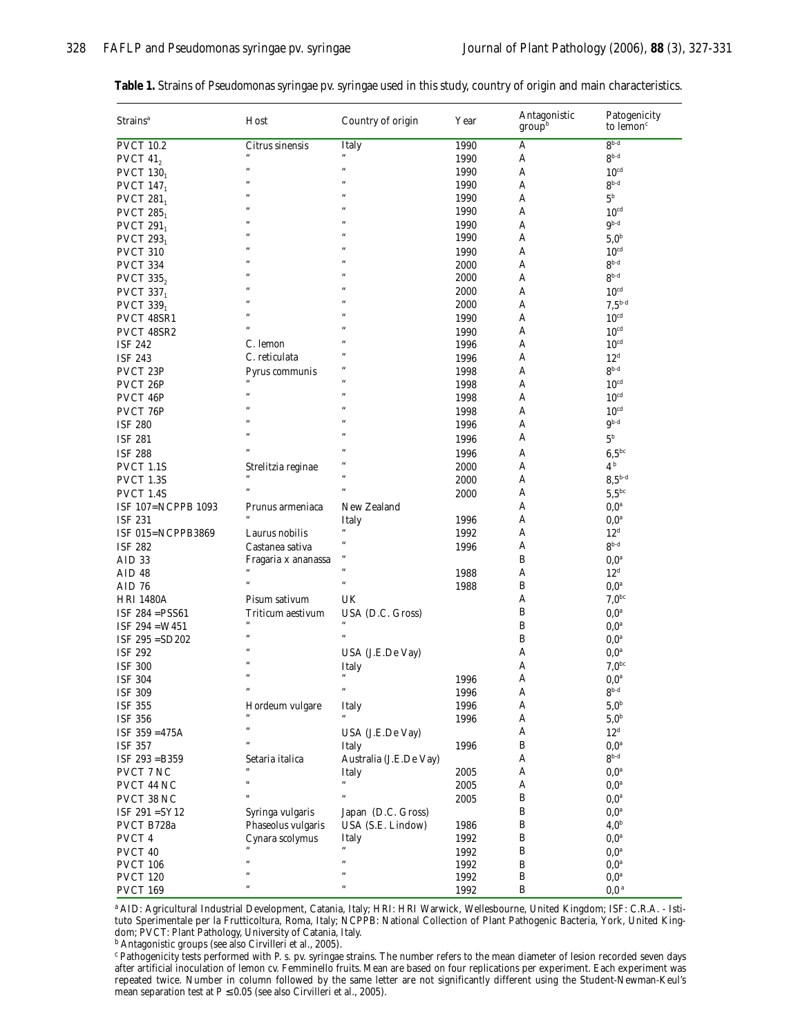**Table 1.** Strains of Pseudomonas syringae pv. syringae used in this study, country of origin and main characteristics.

| Strains[a] | Host | Country of origin | Year | Antagonistic group[b] | Patogenicity to lemon[c] |
|---|---|---|---|---|---|
| PVCT 10.2 | Citrus sinensis | Italy | 1990 | A | $8^{b-d}$ |
| PVCT $41_2$ | " | " | 1990 | A | $8^{b-d}$ |
| PVCT $130_1$ | " | " | 1990 | A | $10^{cd}$ |
| PVCT $147_1$ | " | " | 1990 | A | $8^{b-d}$ |
| PVCT $281_1$ | " | " | 1990 | A | $5^{b}$ |
| PVCT $285_1$ | " | " | 1990 | A | $10^{cd}$ |
| PVCT $291_1$ | " | " | 1990 | A | $9^{b-d}$ |
| PVCT $293_1$ | " | " | 1990 | A | $5{,}0^{b}$ |
| PVCT 310 | " | " | 1990 | A | $10^{cd}$ |
| PVCT 334 | " | " | 2000 | A | $8^{b-d}$ |
| PVCT $335_2$ | " | " | 2000 | A | $8^{b-d}$ |
| PVCT $337_1$ | " | " | 2000 | A | $10^{cd}$ |
| PVCT $339_1$ | " | " | 2000 | A | $7{,}5^{b-d}$ |
| PVCT 48SR1 | " | " | 1990 | A | $10^{cd}$ |
| PVCT 48SR2 | " | " | 1990 | A | $10^{cd}$ |
| ISF 242 | C. lemon | " | 1996 | A | $10^{cd}$ |
| ISF 243 | C. reticulata | " | 1996 | A | $12^{d}$ |
| PVCT 23P | Pyrus communis | " | 1998 | A | $8^{b-d}$ |
| PVCT 26P | " | " | 1998 | A | $10^{cd}$ |
| PVCT 46P | " | " | 1998 | A | $10^{cd}$ |
| PVCT 76P | " | " | 1998 | A | $10^{cd}$ |
| ISF 280 | " | " | 1996 | A | $9^{b-d}$ |
| ISF 281 | " | " | 1996 | A | $5^{b}$ |
| ISF 288 | " | " | 1996 | A | $6{,}5^{bc}$ |
| PVCT 1.1S | Strelitzia reginae | " | 2000 | A | $4^{b}$ |
| PVCT 1.3S | " | " | 2000 | A | $8{,}5^{b-d}$ |
| PVCT 1.4S | " | " | 2000 | A | $5{,}5^{bc}$ |
| ISF 107=NCPPB 1093 | Prunus armeniaca | New Zealand | | A | $0{,}0^{a}$ |
| ISF 231 | " | Italy | 1996 | A | $0{,}0^{a}$ |
| ISF 015=NCPPB3869 | Laurus nobilis | " | 1992 | A | $12^{d}$ |
| ISF 282 | Castanea sativa | " | 1996 | A | $8^{b-d}$ |
| AID 33 | Fragaria x ananassa | " | | B | $0{,}0^{a}$ |
| AID 48 | " | " | 1988 | A | $12^{d}$ |
| AID 76 | " | " | 1988 | B | $0{,}0^{a}$ |
| HRI 1480A | Pisum sativum | UK | | A | $7{,}0^{bc}$ |
| ISF 284 =PSS61 | Triticum aestivum | USA (D.C. Gross) | | B | $0{,}0^{a}$ |
| ISF 294 =W451 | " | " | | B | $0{,}0^{a}$ |
| ISF 295 =SD202 | " | " | | B | $0{,}0^{a}$ |
| ISF 292 | " | USA (J.E.De Vay) | | A | $0{,}0^{a}$ |
| ISF 300 | " | Italy | | A | $7{,}0^{bc}$ |
| ISF 304 | " | " | 1996 | A | $0{,}0^{a}$ |
| ISF 309 | " | " | 1996 | A | $8^{b-d}$ |
| ISF 355 | Hordeum vulgare | Italy | 1996 | A | $5{,}0^{b}$ |
| ISF 356 | " | " | 1996 | A | $5{,}0^{b}$ |
| ISF 359 =475A | " | USA (J.E.De Vay) | | A | $12^{d}$ |
| ISF 357 | " | Italy | 1996 | B | $0{,}0^{a}$ |
| ISF 293 =B359 | Setaria italica | Australia (J.E.De Vay) | | A | $8^{b-d}$ |
| PVCT 7 NC | " | Italy | 2005 | A | $0{,}0^{a}$ |
| PVCT 44 NC | " | " | 2005 | A | $0{,}0^{a}$ |
| PVCT 38 NC | " | " | 2005 | B | $0{,}0^{a}$ |
| ISF 291 =SY12 | Syringa vulgaris | Japan (D.C. Gross) | | B | $0{,}0^{a}$ |
| PVCT B728a | Phaseolus vulgaris | USA (S.E. Lindow) | 1986 | B | $4{,}0^{b}$ |
| PVCT 4 | Cynara scolymus | Italy | 1992 | B | $0{,}0^{a}$ |
| PVCT 40 | " | " | 1992 | B | $0{,}0^{a}$ |
| PVCT 106 | " | " | 1992 | B | $0{,}0^{a}$ |
| PVCT 120 | " | " | 1992 | B | $0{,}0^{a}$ |
| PVCT 169 | " | " | 1992 | B | $0{,}0^{a}$ |

[a] AID: Agricultural Industrial Development, Catania, Italy; HRI: HRI Warwick, Wellesbourne, United Kingdom; ISF: C.R.A. - Istituto Sperimentale per la Frutticoltura, Roma, Italy; NCPPB: National Collection of Plant Pathogenic Bacteria, York, United Kingdom; PVCT: Plant Pathology, University of Catania, Italy.

[b] Antagonistic groups (see also Cirvilleri et al., 2005).

[c] Pathogenicity tests performed with P. s. pv. syringae strains. The number refers to the mean diameter of lesion recorded seven days after artificial inoculation of lemon cv. Femminello fruits. Mean are based on four replications per experiment. Each experiment was repeated twice. Number in column followed by the same letter are not significantly different using the Student-Newman-Keul's mean separation test at $P \leq 0.05$ (see also Cirvilleri et al., 2005).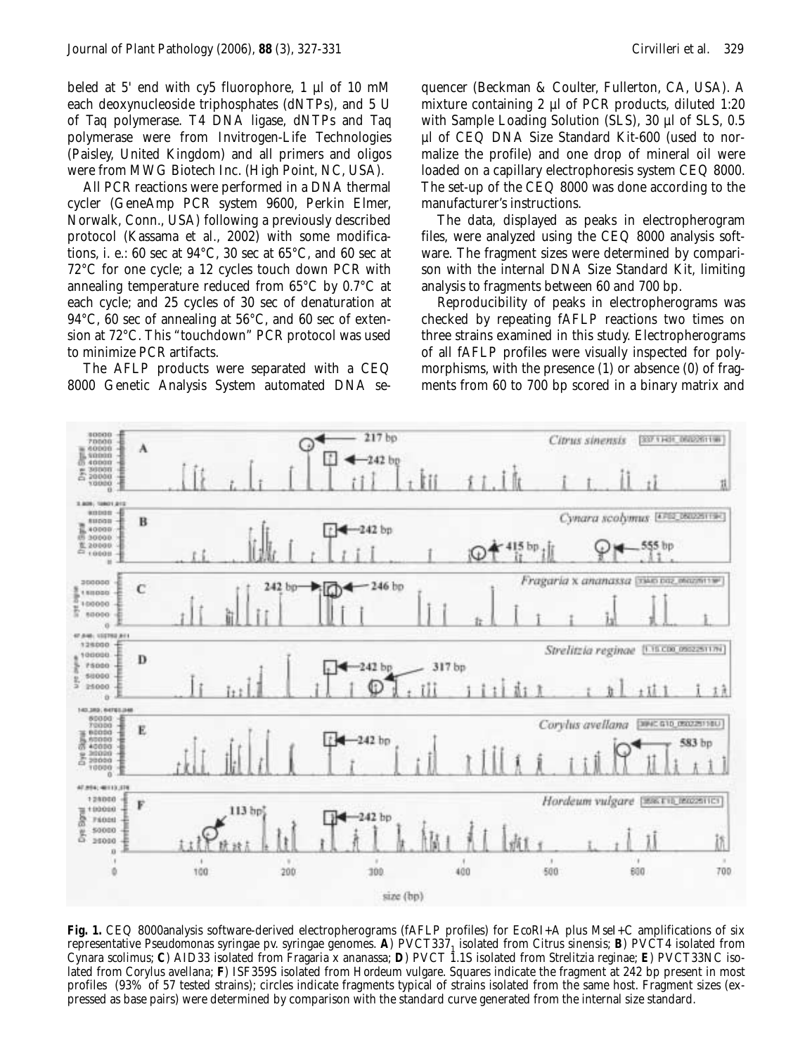beled at 5' end with cy5 fluorophore, 1 µl of 10 mM each deoxynucleoside triphosphates (dNTPs), and 5 U of Taq polymerase. T4 DNA ligase, dNTPs and Taq polymerase were from Invitrogen-Life Technologies (Paisley, United Kingdom) and all primers and oligos were from MWG Biotech Inc. (High Point, NC, USA).

All PCR reactions were performed in a DNA thermal cycler (GeneAmp PCR system 9600, Perkin Elmer, Norwalk, Conn., USA) following a previously described protocol (Kassama et al., 2002) with some modifications, i. e.: 60 sec at 94°C, 30 sec at 65°C, and 60 sec at 72°C for one cycle; a 12 cycles touch down PCR with annealing temperature reduced from 65°C by 0.7°C at each cycle; and 25 cycles of 30 sec of denaturation at 94°C, 60 sec of annealing at 56°C, and 60 sec of extension at 72°C. This "touchdown" PCR protocol was used to minimize PCR artifacts.

The AFLP products were separated with a CEQ 8000 Genetic Analysis System automated DNA sequencer (Beckman & Coulter, Fullerton, CA, USA). A mixture containing 2 µl of PCR products, diluted 1:20 with Sample Loading Solution (SLS), 30 µl of SLS, 0.5 µl of CEQ DNA Size Standard Kit-600 (used to normalize the profile) and one drop of mineral oil were loaded on a capillary electrophoresis system CEQ 8000. The set-up of the CEQ 8000 was done according to the manufacturer's instructions.

The data, displayed as peaks in electropherogram files, were analyzed using the CEQ 8000 analysis software. The fragment sizes were determined by comparison with the internal DNA Size Standard Kit, limiting analysis to fragments between 60 and 700 bp.

Reproducibility of peaks in electropherograms was checked by repeating fAFLP reactions two times on three strains examined in this study. Electropherograms of all fAFLP profiles were visually inspected for polymorphisms, with the presence (1) or absence (0) of fragments from 60 to 700 bp scored in a binary matrix and

**Fig. 1.** CEQ 8000analysis software-derived electropherograms (fAFLP profiles) for EcoRI+A plus MseI+C amplifications of six representative *Pseudomonas syringae* pv. *syringae* genomes. **A**) PVCT337$_1$ isolated from *Citrus sinensis*; **B**) PVCT4 isolated from *Cynara scolimus*; **C**) AID33 isolated from *Fragaria x ananassa*; **D**) PVCT 1.1S isolated from *Strelitzia reginae*; **E**) PVCT33NC isolated from *Corylus avellana*; **F**) ISF359S isolated from *Hordeum vulgare*. Squares indicate the fragment at 242 bp present in most profiles (93% of 57 tested strains); circles indicate fragments typical of strains isolated from the same host. Fragment sizes (expressed as base pairs) were determined by comparison with the standard curve generated from the internal size standard.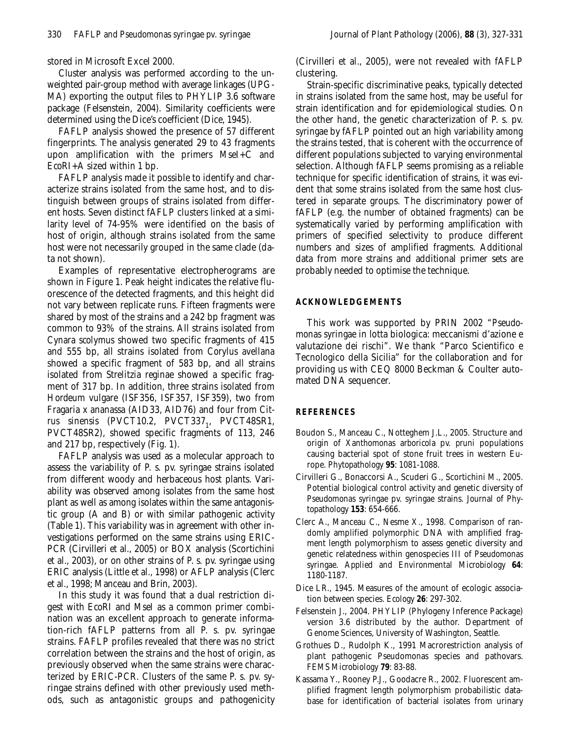stored in Microsoft Excel 2000.

Cluster analysis was performed according to the unweighted pair-group method with average linkages (UPGMA) exporting the output files to PHYLIP 3.6 software package (Felsenstein, 2004). Similarity coefficients were determined using the Dice's coefficient (Dice, 1945).

FAFLP analysis showed the presence of 57 different fingerprints. The analysis generated 29 to 43 fragments upon amplification with the primers MseI+C and EcoRI+A sized within 1 bp.

FAFLP analysis made it possible to identify and characterize strains isolated from the same host, and to distinguish between groups of strains isolated from different hosts. Seven distinct fAFLP clusters linked at a similarity level of 74-95% were identified on the basis of host of origin, although strains isolated from the same host were not necessarily grouped in the same clade (data not shown).

Examples of representative electropherograms are shown in Figure 1. Peak height indicates the relative fluorescence of the detected fragments, and this height did not vary between replicate runs. Fifteen fragments were shared by most of the strains and a 242 bp fragment was common to 93% of the strains. All strains isolated from *Cynara scolymus* showed two specific fragments of 415 and 555 bp, all strains isolated from *Corylus avellana* showed a specific fragment of 583 bp, and all strains isolated from *Strelitzia reginae* showed a specific fragment of 317 bp. In addition, three strains isolated from *Hordeum vulgare* (ISF356, ISF357, ISF359), two from *Fragaria x ananassa* (AID33, AID76) and four from *Citrus sinensis* (PVCT10.2, PVCT$337_1$, PVCT48SR1, PVCT48SR2), showed specific fragments of 113, 246 and 217 bp, respectively (Fig. 1).

FAFLP analysis was used as a molecular approach to assess the variability of *P. s.* pv. *syringae* strains isolated from different woody and herbaceous host plants. Variability was observed among isolates from the same host plant as well as among isolates within the same antagonistic group (A and B) or with similar pathogenic activity (Table 1). This variability was in agreement with other investigations performed on the same strains using ERIC-PCR (Cirvilleri *et al.*, 2005) or BOX analysis (Scortichini *et al.*, 2003), or on other strains of *P. s.* pv. *syringae* using ERIC analysis (Little *et al.*, 1998) or AFLP analysis (Clerc *et al.*, 1998; Manceau and Brin, 2003).

In this study it was found that a dual restriction digest with EcoRI and MseI as a common primer combination was an excellent approach to generate information-rich fAFLP patterns from all *P. s.* pv. *syringae* strains. FAFLP profiles revealed that there was no strict correlation between the strains and the host of origin, as previously observed when the same strains were characterized by ERIC-PCR. Clusters of the same *P. s.* pv. *syringae* strains defined with other previously used methods, such as antagonistic groups and pathogenicity (Cirvilleri *et al.*, 2005), were not revealed with fAFLP clustering.

Strain-specific discriminative peaks, typically detected in strains isolated from the same host, may be useful for strain identification and for epidemiological studies. On the other hand, the genetic characterization of *P. s.* pv. *syringae* by fAFLP pointed out an high variability among the strains tested, that is coherent with the occurrence of different populations subjected to varying environmental selection. Although fAFLP seems promising as a reliable technique for specific identification of strains, it was evident that some strains isolated from the same host clustered in separate groups. The discriminatory power of fAFLP (e.g. the number of obtained fragments) can be systematically varied by performing amplification with primers of specified selectivity to produce different numbers and sizes of amplified fragments. Additional data from more strains and additional primer sets are probably needed to optimise the technique.

## ACKNOWLEDGEMENTS

This work was supported by PRIN 2002 "*Pseudomonas syringae* in lotta biologica: meccanismi d'azione e valutazione dei rischi". We thank "Parco Scientifico e Tecnologico della Sicilia" for the collaboration and for providing us with CEQ 8000 Beckman & Coulter automated DNA sequencer.

## REFERENCES

Boudon S., Manceau C., Notteghem J.L., 2005. Structure and origin of *Xanthomonas arboricola* pv. *pruni* populations causing bacterial spot of stone fruit trees in western Europe. *Phytopathology* **95**: 1081-1088.

Cirvilleri G., Bonaccorsi A., Scuderi G., Scortichini M., 2005. Potential biological control activity and genetic diversity of *Pseudomonas syringae* pv. *syringae* strains. *Journal of Phytopathology* **153**: 654-666.

Clerc A., Manceau C., Nesme X., 1998. Comparison of randomly amplified polymorphic DNA with amplified fragment length polymorphism to assess genetic diversity and genetic relatedness within genospecies III of *Pseudomonas syringae*. *Applied and Environmental Microbiology* **64**: 1180-1187.

Dice L.R., 1945. Measures of the amount of ecologic association between species. *Ecology* **26**: 297-302.

Felsenstein J., 2004. PHYLIP (Phylogeny Inference Package) version 3.6 distributed by the author. Department of Genome Sciences, University of Washington, Seattle.

Grothues D., Rudolph K., 1991 Macrorestriction analysis of plant pathogenic *Pseudomonas* species and pathovars. *FEMS Microbiology* **79**: 83-88.

Kassama Y., Rooney P.J., Goodacre R., 2002. Fluorescent amplified fragment length polymorphism probabilistic database for identification of bacterial isolates from urinary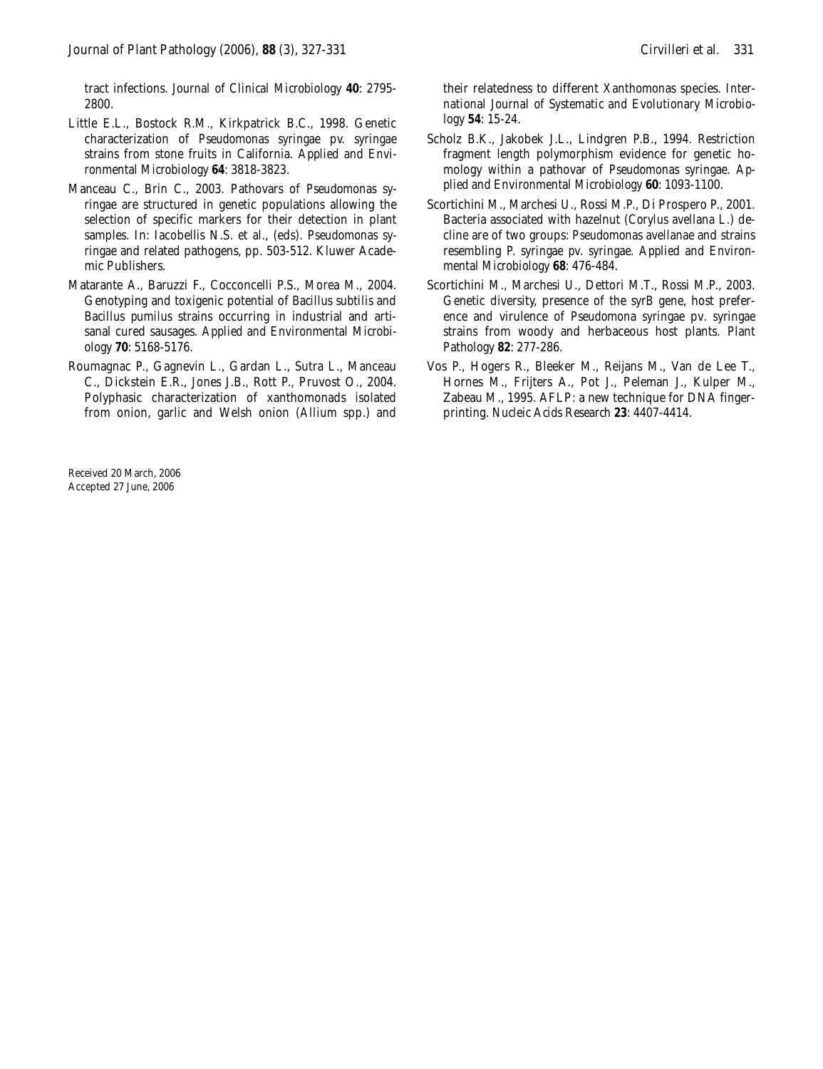tract infections. *Journal of Clinical Microbiology* **40**: 2795-2800.

Little E.L., Bostock R.M., Kirkpatrick B.C., 1998. Genetic characterization of *Pseudomonas syringae* pv. *syringae* strains from stone fruits in California. *Applied and Environmental Microbiology* **64**: 3818-3823.

Manceau C., Brin C., 2003. Pathovars of *Pseudomonas syringae* are structured in genetic populations allowing the selection of specific markers for their detection in plant samples. In: Iacobellis N.S. *et al.*, (eds). *Pseudomonas syringae and related pathogens*, pp. 503-512. Kluwer Academic Publishers.

Matarante A., Baruzzi F., Cocconcelli P.S., Morea M., 2004. Genotyping and toxigenic potential of *Bacillus subtilis* and *Bacillus pumilus* strains occurring in industrial and artisanal cured sausages. *Applied and Environmental Microbiology* **70**: 5168-5176.

Roumagnac P., Gagnevin L., Gardan L., Sutra L., Manceau C., Dickstein E.R., Jones J.B., Rott P., Pruvost O., 2004. Polyphasic characterization of xanthomonads isolated from onion, garlic and Welsh onion (*Allium* spp.) and their relatedness to different *Xanthomonas* species. *International Journal of Systematic and Evolutionary Microbiology* **54**: 15-24.

Scholz B.K., Jakobek J.L., Lindgren P.B., 1994. Restriction fragment length polymorphism evidence for genetic homology within a pathovar of *Pseudomonas syringae*. *Applied and Environmental Microbiology* **60**: 1093-1100.

Scortichini M., Marchesi U., Rossi M.P., Di Prospero P., 2001. Bacteria associated with hazelnut (*Corylus avellana* L.) decline are of two groups: *Pseudomonas avellanae* and strains resembling *P. syringae* pv. *syringae*. *Applied and Environmental Microbiology* **68**: 476-484.

Scortichini M., Marchesi U., Dettori M.T., Rossi M.P., 2003. Genetic diversity, presence of the *syrB* gene, host preference and virulence of *Pseudomona syringae* pv. *syringae* strains from woody and herbaceous host plants. *Plant Pathology* **82**: 277-286.

Vos P., Hogers R., Bleeker M., Reijans M., Van de Lee T., Hornes M., Frijters A., Pot J., Peleman J., Kulper M., Zabeau M., 1995. AFLP: a new technique for DNA fingerprinting. *Nucleic Acids Research* **23**: 4407-4414.

Received 20 March, 2006
Accepted 27 June, 2006